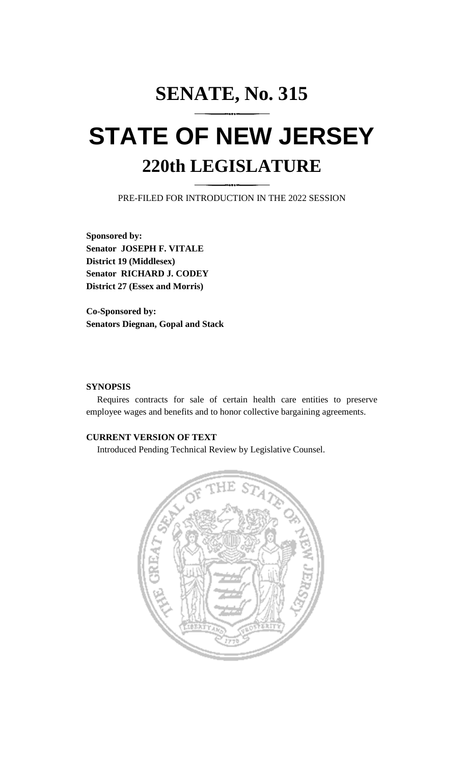# SENATE, No. 315

# STATE OF NEW JERSEY

## 220th LEGISLATURE

PRE-FILED FOR INTRODUCTION IN THE 2022 SESSION

**Sponsored by:**
**Senator JOSEPH F. VITALE**
**District 19 (Middlesex)**
**Senator RICHARD J. CODEY**
**District 27 (Essex and Morris)**

**Co-Sponsored by:**
**Senators Diegnan, Gopal and Stack**

**SYNOPSIS**

Requires contracts for sale of certain health care entities to preserve employee wages and benefits and to honor collective bargaining agreements.

**CURRENT VERSION OF TEXT**

Introduced Pending Technical Review by Legislative Counsel.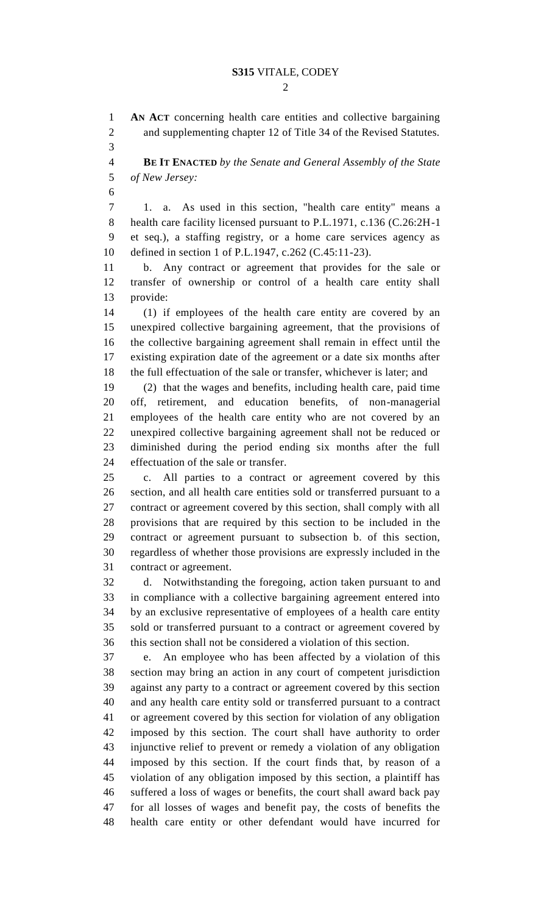**AN ACT** concerning health care entities and collective bargaining and supplementing chapter 12 of Title 34 of the Revised Statutes.

**BE IT ENACTED** *by the Senate and General Assembly of the State of New Jersey:*

1. a. As used in this section, "health care entity" means a health care facility licensed pursuant to P.L.1971, c.136 (C.26:2H-1 et seq.), a staffing registry, or a home care services agency as defined in section 1 of P.L.1947, c.262 (C.45:11-23).

b. Any contract or agreement that provides for the sale or transfer of ownership or control of a health care entity shall provide:

(1) if employees of the health care entity are covered by an unexpired collective bargaining agreement, that the provisions of the collective bargaining agreement shall remain in effect until the existing expiration date of the agreement or a date six months after the full effectuation of the sale or transfer, whichever is later; and

(2) that the wages and benefits, including health care, paid time off, retirement, and education benefits, of non-managerial employees of the health care entity who are not covered by an unexpired collective bargaining agreement shall not be reduced or diminished during the period ending six months after the full effectuation of the sale or transfer.

c. All parties to a contract or agreement covered by this section, and all health care entities sold or transferred pursuant to a contract or agreement covered by this section, shall comply with all provisions that are required by this section to be included in the contract or agreement pursuant to subsection b. of this section, regardless of whether those provisions are expressly included in the contract or agreement.

d. Notwithstanding the foregoing, action taken pursuant to and in compliance with a collective bargaining agreement entered into by an exclusive representative of employees of a health care entity sold or transferred pursuant to a contract or agreement covered by this section shall not be considered a violation of this section.

e. An employee who has been affected by a violation of this section may bring an action in any court of competent jurisdiction against any party to a contract or agreement covered by this section and any health care entity sold or transferred pursuant to a contract or agreement covered by this section for violation of any obligation imposed by this section. The court shall have authority to order injunctive relief to prevent or remedy a violation of any obligation imposed by this section. If the court finds that, by reason of a violation of any obligation imposed by this section, a plaintiff has suffered a loss of wages or benefits, the court shall award back pay for all losses of wages and benefit pay, the costs of benefits the health care entity or other defendant would have incurred for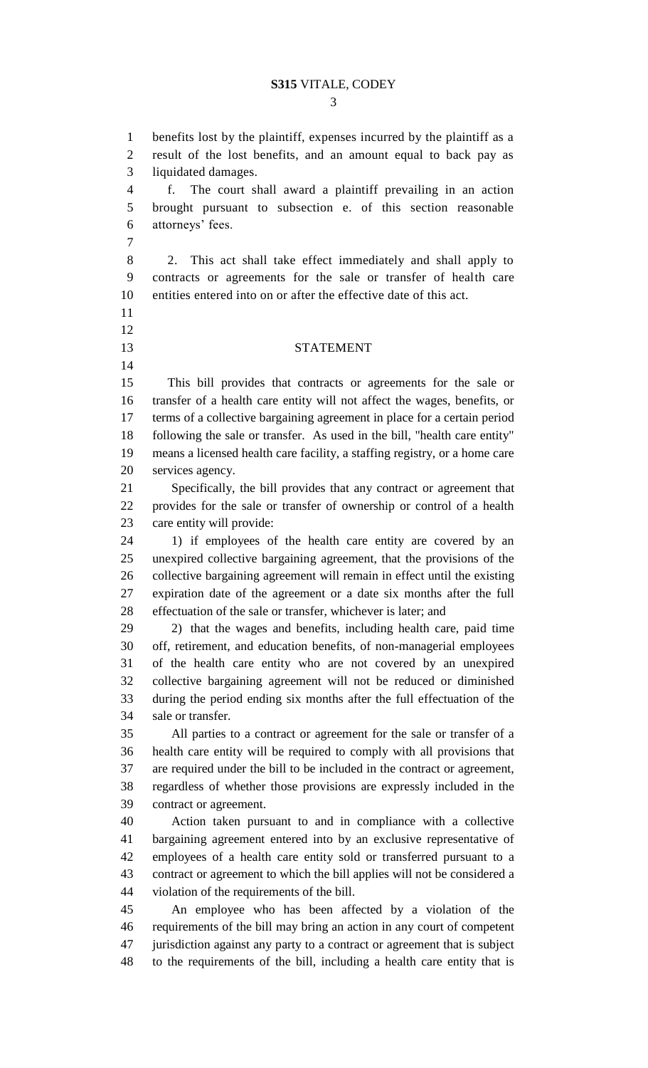benefits lost by the plaintiff, expenses incurred by the plaintiff as a result of the lost benefits, and an amount equal to back pay as liquidated damages.

f. The court shall award a plaintiff prevailing in an action brought pursuant to subsection e. of this section reasonable attorneys' fees.

2. This act shall take effect immediately and shall apply to contracts or agreements for the sale or transfer of health care entities entered into on or after the effective date of this act.

## STATEMENT

This bill provides that contracts or agreements for the sale or transfer of a health care entity will not affect the wages, benefits, or terms of a collective bargaining agreement in place for a certain period following the sale or transfer. As used in the bill, "health care entity" means a licensed health care facility, a staffing registry, or a home care services agency.

Specifically, the bill provides that any contract or agreement that provides for the sale or transfer of ownership or control of a health care entity will provide:

1) if employees of the health care entity are covered by an unexpired collective bargaining agreement, that the provisions of the collective bargaining agreement will remain in effect until the existing expiration date of the agreement or a date six months after the full effectuation of the sale or transfer, whichever is later; and

2) that the wages and benefits, including health care, paid time off, retirement, and education benefits, of non-managerial employees of the health care entity who are not covered by an unexpired collective bargaining agreement will not be reduced or diminished during the period ending six months after the full effectuation of the sale or transfer.

All parties to a contract or agreement for the sale or transfer of a health care entity will be required to comply with all provisions that are required under the bill to be included in the contract or agreement, regardless of whether those provisions are expressly included in the contract or agreement.

Action taken pursuant to and in compliance with a collective bargaining agreement entered into by an exclusive representative of employees of a health care entity sold or transferred pursuant to a contract or agreement to which the bill applies will not be considered a violation of the requirements of the bill.

An employee who has been affected by a violation of the requirements of the bill may bring an action in any court of competent jurisdiction against any party to a contract or agreement that is subject to the requirements of the bill, including a health care entity that is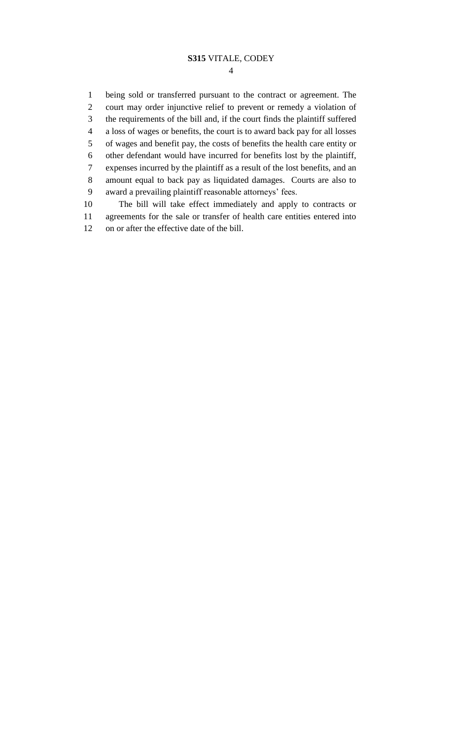being sold or transferred pursuant to the contract or agreement. The court may order injunctive relief to prevent or remedy a violation of the requirements of the bill and, if the court finds the plaintiff suffered a loss of wages or benefits, the court is to award back pay for all losses of wages and benefit pay, the costs of benefits the health care entity or other defendant would have incurred for benefits lost by the plaintiff, expenses incurred by the plaintiff as a result of the lost benefits, and an amount equal to back pay as liquidated damages. Courts are also to award a prevailing plaintiff reasonable attorneys' fees.

The bill will take effect immediately and apply to contracts or agreements for the sale or transfer of health care entities entered into on or after the effective date of the bill.